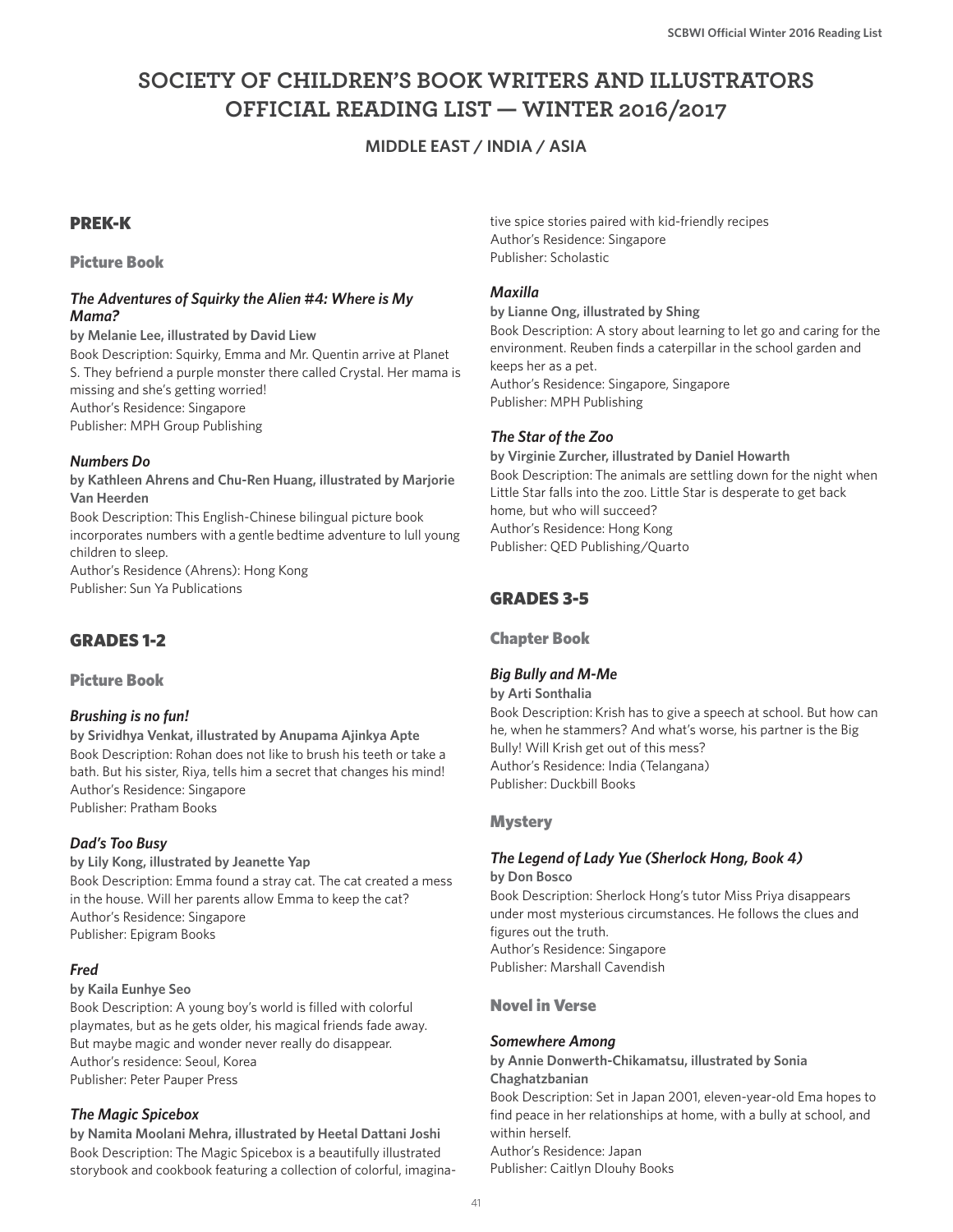# SOCIETY OF CHILDREN'S BOOK WRITERS AND ILLUSTRATORS OFFICIAL READING LIST — WINTER 2016/2017

**MIDDLE EAST / INDIA / ASIA**

## PREK-K

### Picture Book

#### *The Adventures of Squirky the Alien #4: Where is My Mama?*

**by Melanie Lee, illustrated by David Liew**

Book Description: Squirky, Emma and Mr. Quentin arrive at Planet S. They befriend a purple monster there called Crystal. Her mama is missing and she's getting worried!
Author's Residence: Singapore
Publisher: MPH Group Publishing

#### *Numbers Do*

**by Kathleen Ahrens and Chu-Ren Huang, illustrated by Marjorie Van Heerden**

Book Description: This English-Chinese bilingual picture book incorporates numbers with a gentle bedtime adventure to lull young children to sleep.
Author's Residence (Ahrens): Hong Kong
Publisher: Sun Ya Publications

## GRADES 1-2

### Picture Book

#### *Brushing is no fun!*

**by Srividhya Venkat, illustrated by Anupama Ajinkya Apte**

Book Description: Rohan does not like to brush his teeth or take a bath. But his sister, Riya, tells him a secret that changes his mind!
Author's Residence: Singapore
Publisher: Pratham Books

#### *Dad's Too Busy*

**by Lily Kong, illustrated by Jeanette Yap**

Book Description: Emma found a stray cat. The cat created a mess in the house. Will her parents allow Emma to keep the cat?
Author's Residence: Singapore
Publisher: Epigram Books

#### *Fred*

**by Kaila Eunhye Seo**

Book Description: A young boy's world is filled with colorful playmates, but as he gets older, his magical friends fade away. But maybe magic and wonder never really do disappear.
Author's residence: Seoul, Korea
Publisher: Peter Pauper Press

#### *The Magic Spicebox*

**by Namita Moolani Mehra, illustrated by Heetal Dattani Joshi**

Book Description: The Magic Spicebox is a beautifully illustrated storybook and cookbook featuring a collection of colorful, imaginative spice stories paired with kid-friendly recipes
Author's Residence: Singapore
Publisher: Scholastic

#### *Maxilla*

**by Lianne Ong, illustrated by Shing**

Book Description: A story about learning to let go and caring for the environment. Reuben finds a caterpillar in the school garden and keeps her as a pet.
Author's Residence: Singapore, Singapore
Publisher: MPH Publishing

#### *The Star of the Zoo*

**by Virginie Zurcher, illustrated by Daniel Howarth**

Book Description: The animals are settling down for the night when Little Star falls into the zoo. Little Star is desperate to get back home, but who will succeed?
Author's Residence: Hong Kong
Publisher: QED Publishing/Quarto

## GRADES 3-5

### Chapter Book

#### *Big Bully and M-Me*

**by Arti Sonthalia**

Book Description: Krish has to give a speech at school. But how can he, when he stammers? And what's worse, his partner is the Big Bully! Will Krish get out of this mess?
Author's Residence: India (Telangana)
Publisher: Duckbill Books

### Mystery

#### *The Legend of Lady Yue (Sherlock Hong, Book 4)*

**by Don Bosco**

Book Description: Sherlock Hong's tutor Miss Priya disappears under most mysterious circumstances. He follows the clues and figures out the truth.
Author's Residence: Singapore
Publisher: Marshall Cavendish

### Novel in Verse

#### *Somewhere Among*

**by Annie Donwerth-Chikamatsu, illustrated by Sonia Chaghatzbanian**

Book Description: Set in Japan 2001, eleven-year-old Ema hopes to find peace in her relationships at home, with a bully at school, and within herself.
Author's Residence: Japan
Publisher: Caitlyn Dlouhy Books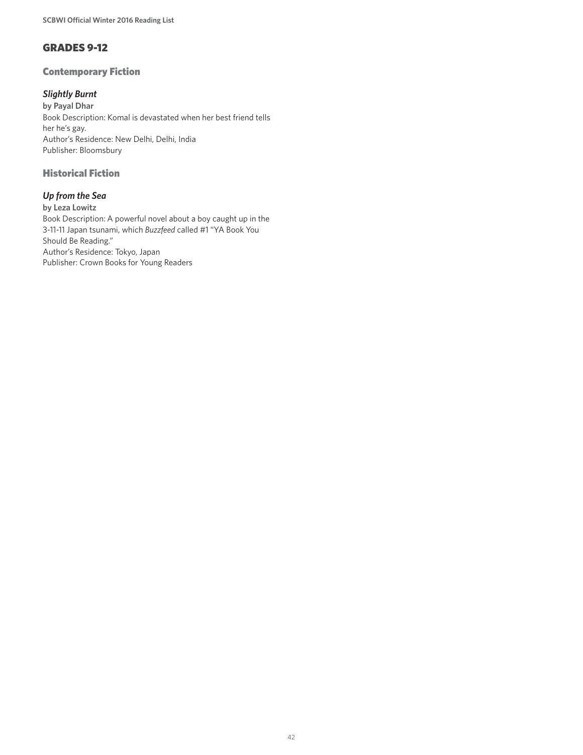## GRADES 9-12

### Contemporary Fiction

#### *Slightly Burnt*

**by Payal Dhar**

Book Description: Komal is devastated when her best friend tells her he's gay.

Author's Residence: New Delhi, Delhi, India

Publisher: Bloomsbury

### Historical Fiction

#### *Up from the Sea*

**by Leza Lowitz**

Book Description: A powerful novel about a boy caught up in the 3-11-11 Japan tsunami, which *Buzzfeed* called #1 "YA Book You Should Be Reading."

Author's Residence: Tokyo, Japan

Publisher: Crown Books for Young Readers